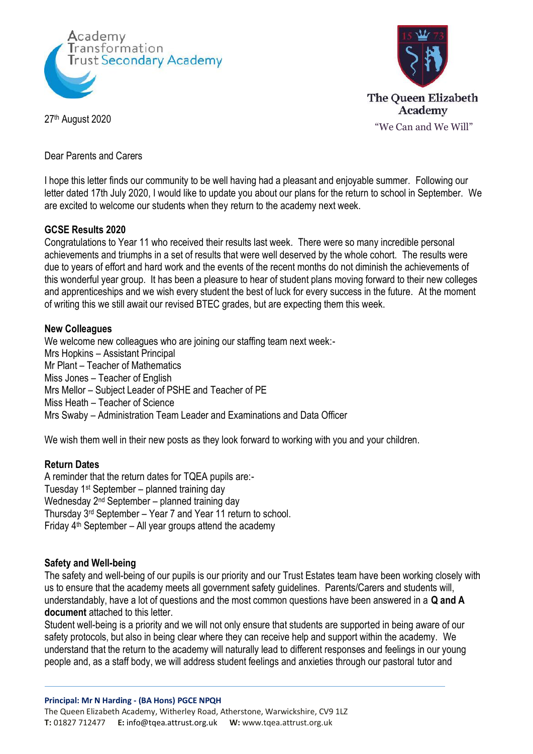Academy Transformation Trust Secondary Academy

The Queen Elizabeth Academy

"We Can and We Will"

27th August 2020

Dear Parents and Carers

I hope this letter finds our community to be well having had a pleasant and enjoyable summer. Following our letter dated 17th July 2020, I would like to update you about our plans for the return to school in September. We are excited to welcome our students when they return to the academy next week.

**GCSE Results 2020**

Congratulations to Year 11 who received their results last week. There were so many incredible personal achievements and triumphs in a set of results that were well deserved by the whole cohort. The results were due to years of effort and hard work and the events of the recent months do not diminish the achievements of this wonderful year group. It has been a pleasure to hear of student plans moving forward to their new colleges and apprenticeships and we wish every student the best of luck for every success in the future. At the moment of writing this we still await our revised BTEC grades, but are expecting them this week.

**New Colleagues**

We welcome new colleagues who are joining our staffing team next week:-
Mrs Hopkins – Assistant Principal
Mr Plant – Teacher of Mathematics
Miss Jones – Teacher of English
Mrs Mellor – Subject Leader of PSHE and Teacher of PE
Miss Heath – Teacher of Science
Mrs Swaby – Administration Team Leader and Examinations and Data Officer

We wish them well in their new posts as they look forward to working with you and your children.

**Return Dates**

A reminder that the return dates for TQEA pupils are:-
Tuesday 1st September – planned training day
Wednesday 2nd September – planned training day
Thursday 3rd September – Year 7 and Year 11 return to school.
Friday 4th September – All year groups attend the academy

**Safety and Well-being**

The safety and well-being of our pupils is our priority and our Trust Estates team have been working closely with us to ensure that the academy meets all government safety guidelines. Parents/Carers and students will, understandably, have a lot of questions and the most common questions have been answered in a **Q and A document** attached to this letter.

Student well-being is a priority and we will not only ensure that students are supported in being aware of our safety protocols, but also in being clear where they can receive help and support within the academy. We understand that the return to the academy will naturally lead to different responses and feelings in our young people and, as a staff body, we will address student feelings and anxieties through our pastoral tutor and

**Principal: Mr N Harding - (BA Hons) PGCE NPQH**
The Queen Elizabeth Academy, Witherley Road, Atherstone, Warwickshire, CV9 1LZ
**T:** 01827 712477 **E:** info@tqea.attrust.org.uk **W:** www.tqea.attrust.org.uk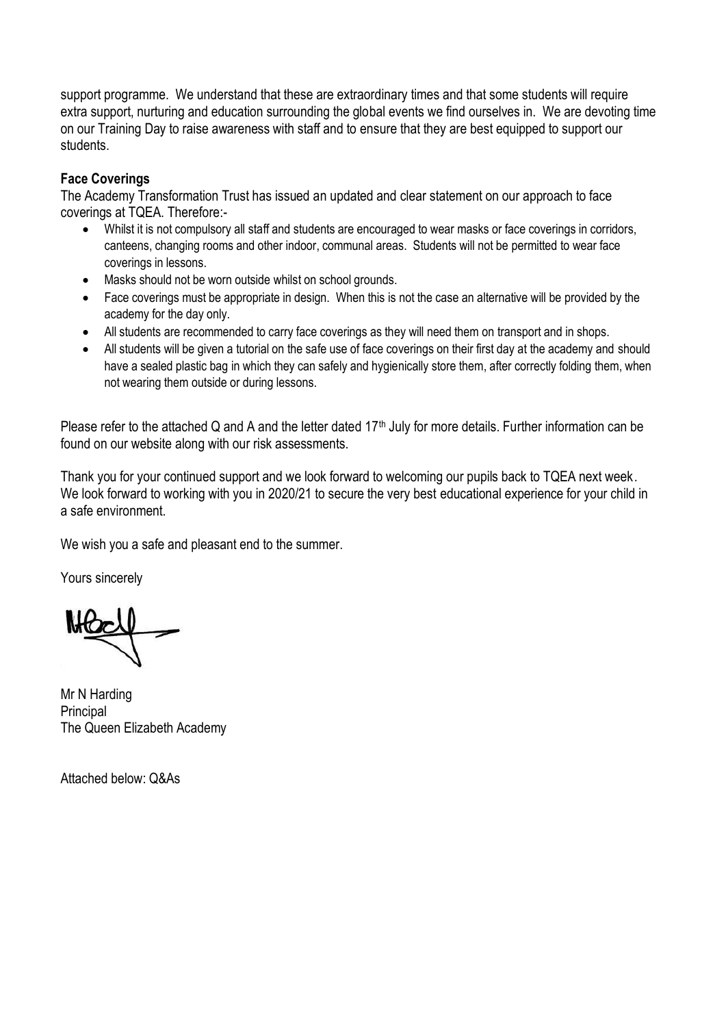support programme. We understand that these are extraordinary times and that some students will require extra support, nurturing and education surrounding the global events we find ourselves in. We are devoting time on our Training Day to raise awareness with staff and to ensure that they are best equipped to support our students.

**Face Coverings**

The Academy Transformation Trust has issued an updated and clear statement on our approach to face coverings at TQEA. Therefore:-

- Whilst it is not compulsory all staff and students are encouraged to wear masks or face coverings in corridors, canteens, changing rooms and other indoor, communal areas. Students will not be permitted to wear face coverings in lessons.
- Masks should not be worn outside whilst on school grounds.
- Face coverings must be appropriate in design. When this is not the case an alternative will be provided by the academy for the day only.
- All students are recommended to carry face coverings as they will need them on transport and in shops.
- All students will be given a tutorial on the safe use of face coverings on their first day at the academy and should have a sealed plastic bag in which they can safely and hygienically store them, after correctly folding them, when not wearing them outside or during lessons.

Please refer to the attached Q and A and the letter dated 17th July for more details. Further information can be found on our website along with our risk assessments.

Thank you for your continued support and we look forward to welcoming our pupils back to TQEA next week. We look forward to working with you in 2020/21 to secure the very best educational experience for your child in a safe environment.

We wish you a safe and pleasant end to the summer.

Yours sincerely

Mr N Harding
Principal
The Queen Elizabeth Academy

Attached below: Q&As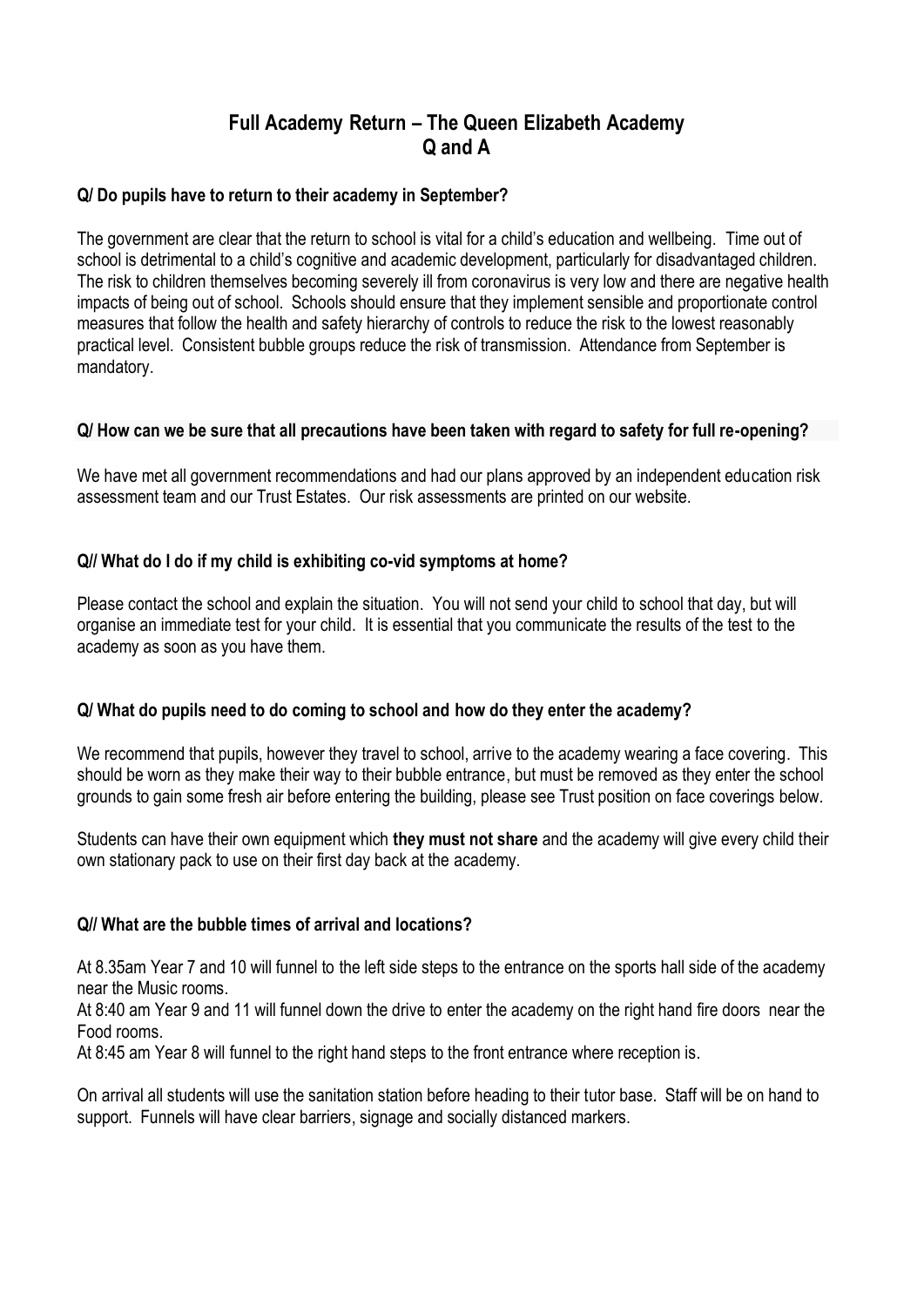# Full Academy Return – The Queen Elizabeth Academy
# Q and A

**Q/ Do pupils have to return to their academy in September?**

The government are clear that the return to school is vital for a child's education and wellbeing. Time out of school is detrimental to a child's cognitive and academic development, particularly for disadvantaged children. The risk to children themselves becoming severely ill from coronavirus is very low and there are negative health impacts of being out of school. Schools should ensure that they implement sensible and proportionate control measures that follow the health and safety hierarchy of controls to reduce the risk to the lowest reasonably practical level. Consistent bubble groups reduce the risk of transmission. Attendance from September is mandatory.

**Q/ How can we be sure that all precautions have been taken with regard to safety for full re-opening?**

We have met all government recommendations and had our plans approved by an independent education risk assessment team and our Trust Estates. Our risk assessments are printed on our website.

**Q// What do I do if my child is exhibiting co-vid symptoms at home?**

Please contact the school and explain the situation. You will not send your child to school that day, but will organise an immediate test for your child. It is essential that you communicate the results of the test to the academy as soon as you have them.

**Q/ What do pupils need to do coming to school and how do they enter the academy?**

We recommend that pupils, however they travel to school, arrive to the academy wearing a face covering. This should be worn as they make their way to their bubble entrance, but must be removed as they enter the school grounds to gain some fresh air before entering the building, please see Trust position on face coverings below.

Students can have their own equipment which **they must not share** and the academy will give every child their own stationary pack to use on their first day back at the academy.

**Q// What are the bubble times of arrival and locations?**

At 8.35am Year 7 and 10 will funnel to the left side steps to the entrance on the sports hall side of the academy near the Music rooms.

At 8:40 am Year 9 and 11 will funnel down the drive to enter the academy on the right hand fire doors near the Food rooms.

At 8:45 am Year 8 will funnel to the right hand steps to the front entrance where reception is.

On arrival all students will use the sanitation station before heading to their tutor base. Staff will be on hand to support. Funnels will have clear barriers, signage and socially distanced markers.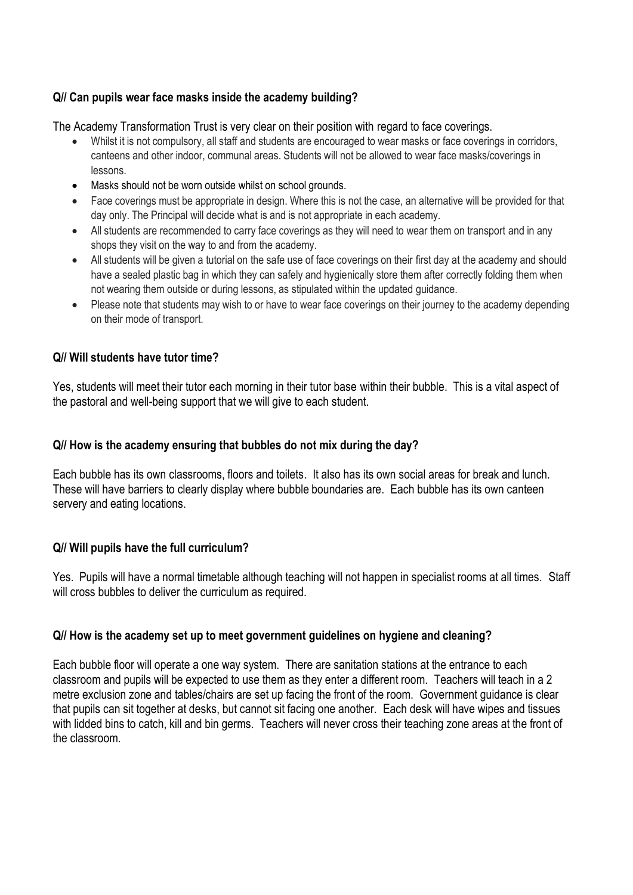**Q// Can pupils wear face masks inside the academy building?**

The Academy Transformation Trust is very clear on their position with regard to face coverings.

- Whilst it is not compulsory, all staff and students are encouraged to wear masks or face coverings in corridors, canteens and other indoor, communal areas. Students will not be allowed to wear face masks/coverings in lessons.
- Masks should not be worn outside whilst on school grounds.
- Face coverings must be appropriate in design. Where this is not the case, an alternative will be provided for that day only. The Principal will decide what is and is not appropriate in each academy.
- All students are recommended to carry face coverings as they will need to wear them on transport and in any shops they visit on the way to and from the academy.
- All students will be given a tutorial on the safe use of face coverings on their first day at the academy and should have a sealed plastic bag in which they can safely and hygienically store them after correctly folding them when not wearing them outside or during lessons, as stipulated within the updated guidance.
- Please note that students may wish to or have to wear face coverings on their journey to the academy depending on their mode of transport.

**Q// Will students have tutor time?**

Yes, students will meet their tutor each morning in their tutor base within their bubble. This is a vital aspect of the pastoral and well-being support that we will give to each student.

**Q// How is the academy ensuring that bubbles do not mix during the day?**

Each bubble has its own classrooms, floors and toilets. It also has its own social areas for break and lunch. These will have barriers to clearly display where bubble boundaries are. Each bubble has its own canteen servery and eating locations.

**Q// Will pupils have the full curriculum?**

Yes. Pupils will have a normal timetable although teaching will not happen in specialist rooms at all times. Staff will cross bubbles to deliver the curriculum as required.

**Q// How is the academy set up to meet government guidelines on hygiene and cleaning?**

Each bubble floor will operate a one way system. There are sanitation stations at the entrance to each classroom and pupils will be expected to use them as they enter a different room. Teachers will teach in a 2 metre exclusion zone and tables/chairs are set up facing the front of the room. Government guidance is clear that pupils can sit together at desks, but cannot sit facing one another. Each desk will have wipes and tissues with lidded bins to catch, kill and bin germs. Teachers will never cross their teaching zone areas at the front of the classroom.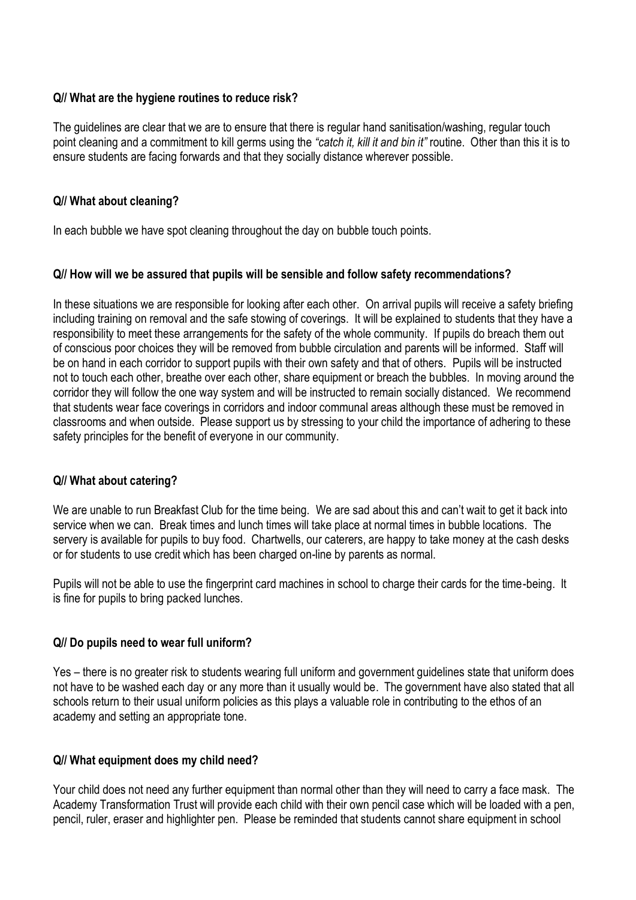**Q// What are the hygiene routines to reduce risk?**

The guidelines are clear that we are to ensure that there is regular hand sanitisation/washing, regular touch point cleaning and a commitment to kill germs using the *"catch it, kill it and bin it"* routine. Other than this it is to ensure students are facing forwards and that they socially distance wherever possible.

**Q// What about cleaning?**

In each bubble we have spot cleaning throughout the day on bubble touch points.

**Q// How will we be assured that pupils will be sensible and follow safety recommendations?**

In these situations we are responsible for looking after each other. On arrival pupils will receive a safety briefing including training on removal and the safe stowing of coverings. It will be explained to students that they have a responsibility to meet these arrangements for the safety of the whole community. If pupils do breach them out of conscious poor choices they will be removed from bubble circulation and parents will be informed. Staff will be on hand in each corridor to support pupils with their own safety and that of others. Pupils will be instructed not to touch each other, breathe over each other, share equipment or breach the bubbles. In moving around the corridor they will follow the one way system and will be instructed to remain socially distanced. We recommend that students wear face coverings in corridors and indoor communal areas although these must be removed in classrooms and when outside. Please support us by stressing to your child the importance of adhering to these safety principles for the benefit of everyone in our community.

**Q// What about catering?**

We are unable to run Breakfast Club for the time being. We are sad about this and can't wait to get it back into service when we can. Break times and lunch times will take place at normal times in bubble locations. The servery is available for pupils to buy food. Chartwells, our caterers, are happy to take money at the cash desks or for students to use credit which has been charged on-line by parents as normal.

Pupils will not be able to use the fingerprint card machines in school to charge their cards for the time-being. It is fine for pupils to bring packed lunches.

**Q// Do pupils need to wear full uniform?**

Yes – there is no greater risk to students wearing full uniform and government guidelines state that uniform does not have to be washed each day or any more than it usually would be. The government have also stated that all schools return to their usual uniform policies as this plays a valuable role in contributing to the ethos of an academy and setting an appropriate tone.

**Q// What equipment does my child need?**

Your child does not need any further equipment than normal other than they will need to carry a face mask. The Academy Transformation Trust will provide each child with their own pencil case which will be loaded with a pen, pencil, ruler, eraser and highlighter pen. Please be reminded that students cannot share equipment in school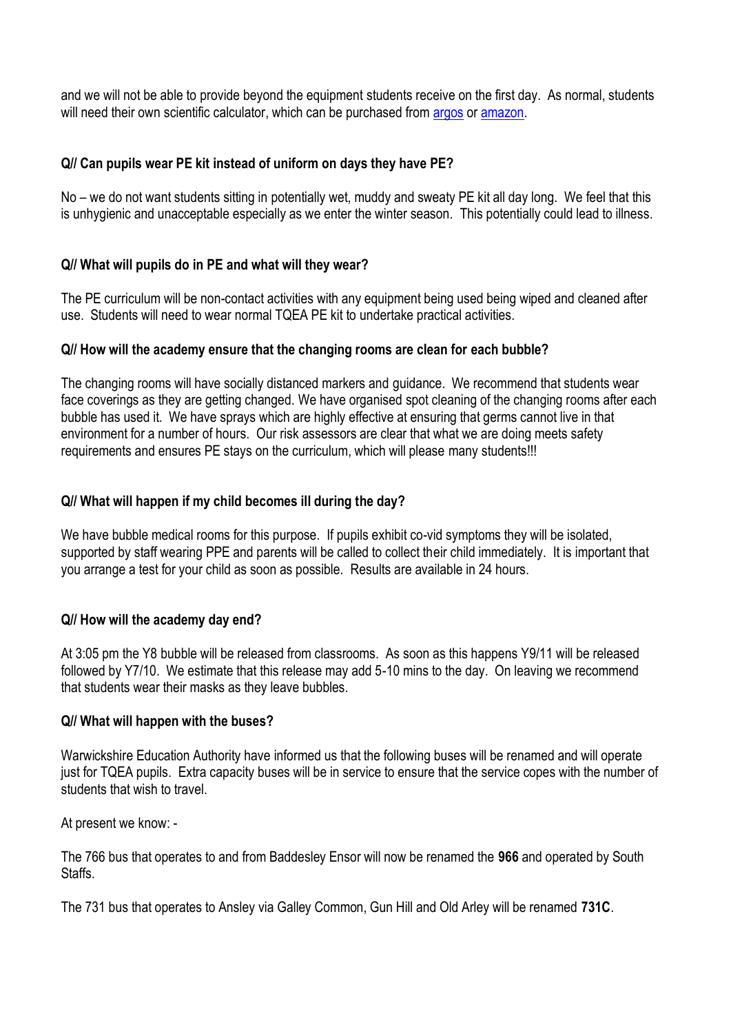and we will not be able to provide beyond the equipment students receive on the first day. As normal, students will need their own scientific calculator, which can be purchased from [argos]() or [amazon]().

**Q// Can pupils wear PE kit instead of uniform on days they have PE?**

No – we do not want students sitting in potentially wet, muddy and sweaty PE kit all day long. We feel that this is unhygienic and unacceptable especially as we enter the winter season. This potentially could lead to illness.

**Q// What will pupils do in PE and what will they wear?**

The PE curriculum will be non-contact activities with any equipment being used being wiped and cleaned after use. Students will need to wear normal TQEA PE kit to undertake practical activities.

**Q// How will the academy ensure that the changing rooms are clean for each bubble?**

The changing rooms will have socially distanced markers and guidance. We recommend that students wear face coverings as they are getting changed. We have organised spot cleaning of the changing rooms after each bubble has used it. We have sprays which are highly effective at ensuring that germs cannot live in that environment for a number of hours. Our risk assessors are clear that what we are doing meets safety requirements and ensures PE stays on the curriculum, which will please many students!!!

**Q// What will happen if my child becomes ill during the day?**

We have bubble medical rooms for this purpose. If pupils exhibit co-vid symptoms they will be isolated, supported by staff wearing PPE and parents will be called to collect their child immediately. It is important that you arrange a test for your child as soon as possible. Results are available in 24 hours.

**Q// How will the academy day end?**

At 3:05 pm the Y8 bubble will be released from classrooms. As soon as this happens Y9/11 will be released followed by Y7/10. We estimate that this release may add 5-10 mins to the day. On leaving we recommend that students wear their masks as they leave bubbles.

**Q// What will happen with the buses?**

Warwickshire Education Authority have informed us that the following buses will be renamed and will operate just for TQEA pupils. Extra capacity buses will be in service to ensure that the service copes with the number of students that wish to travel.

At present we know: -

The 766 bus that operates to and from Baddesley Ensor will now be renamed the **966** and operated by South Staffs.

The 731 bus that operates to Ansley via Galley Common, Gun Hill and Old Arley will be renamed **731C**.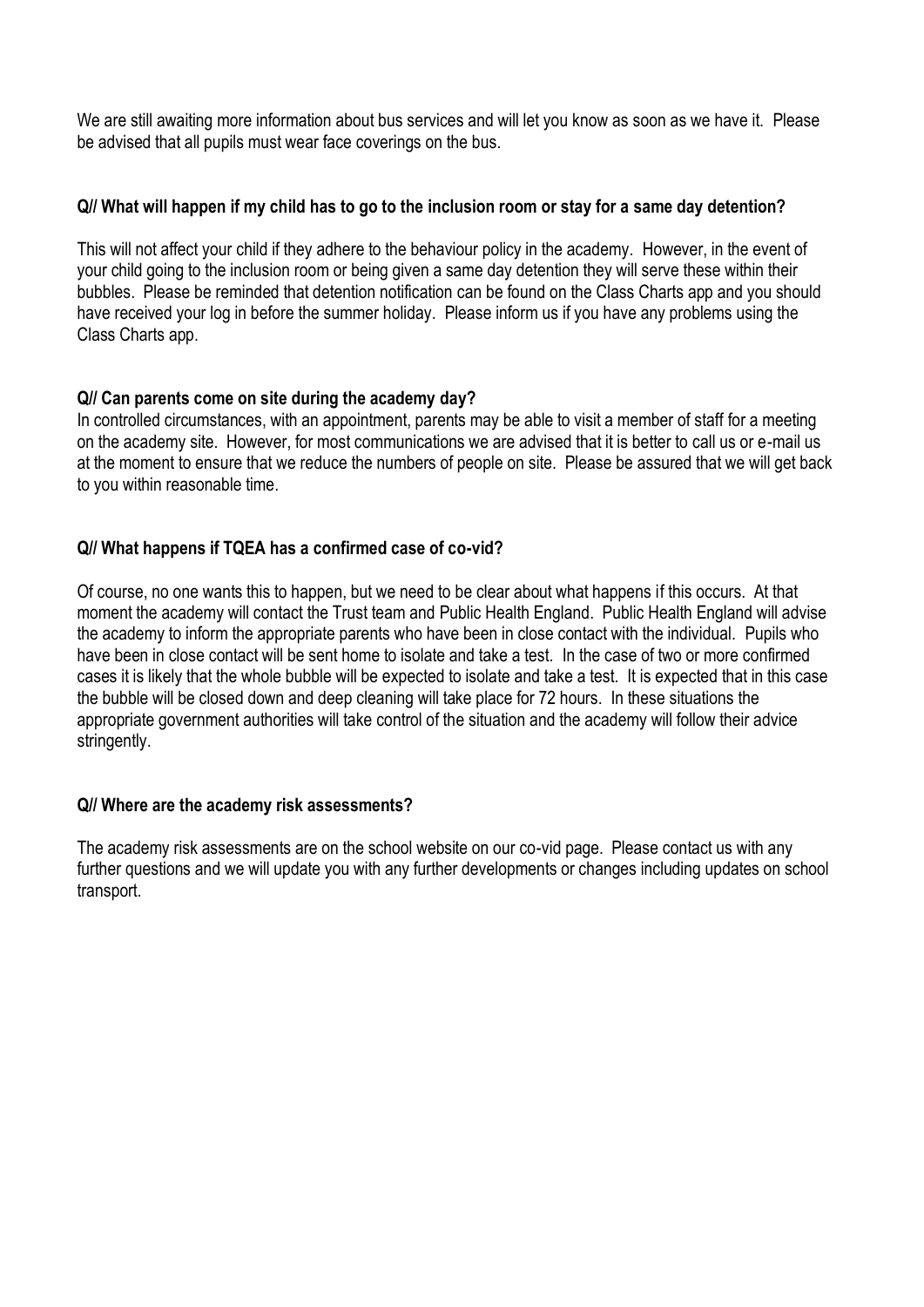We are still awaiting more information about bus services and will let you know as soon as we have it. Please be advised that all pupils must wear face coverings on the bus.

**Q// What will happen if my child has to go to the inclusion room or stay for a same day detention?**

This will not affect your child if they adhere to the behaviour policy in the academy. However, in the event of your child going to the inclusion room or being given a same day detention they will serve these within their bubbles. Please be reminded that detention notification can be found on the Class Charts app and you should have received your log in before the summer holiday. Please inform us if you have any problems using the Class Charts app.

**Q// Can parents come on site during the academy day?**

In controlled circumstances, with an appointment, parents may be able to visit a member of staff for a meeting on the academy site. However, for most communications we are advised that it is better to call us or e-mail us at the moment to ensure that we reduce the numbers of people on site. Please be assured that we will get back to you within reasonable time.

**Q// What happens if TQEA has a confirmed case of co-vid?**

Of course, no one wants this to happen, but we need to be clear about what happens if this occurs. At that moment the academy will contact the Trust team and Public Health England. Public Health England will advise the academy to inform the appropriate parents who have been in close contact with the individual. Pupils who have been in close contact will be sent home to isolate and take a test. In the case of two or more confirmed cases it is likely that the whole bubble will be expected to isolate and take a test. It is expected that in this case the bubble will be closed down and deep cleaning will take place for 72 hours. In these situations the appropriate government authorities will take control of the situation and the academy will follow their advice stringently.

**Q// Where are the academy risk assessments?**

The academy risk assessments are on the school website on our co-vid page. Please contact us with any further questions and we will update you with any further developments or changes including updates on school transport.